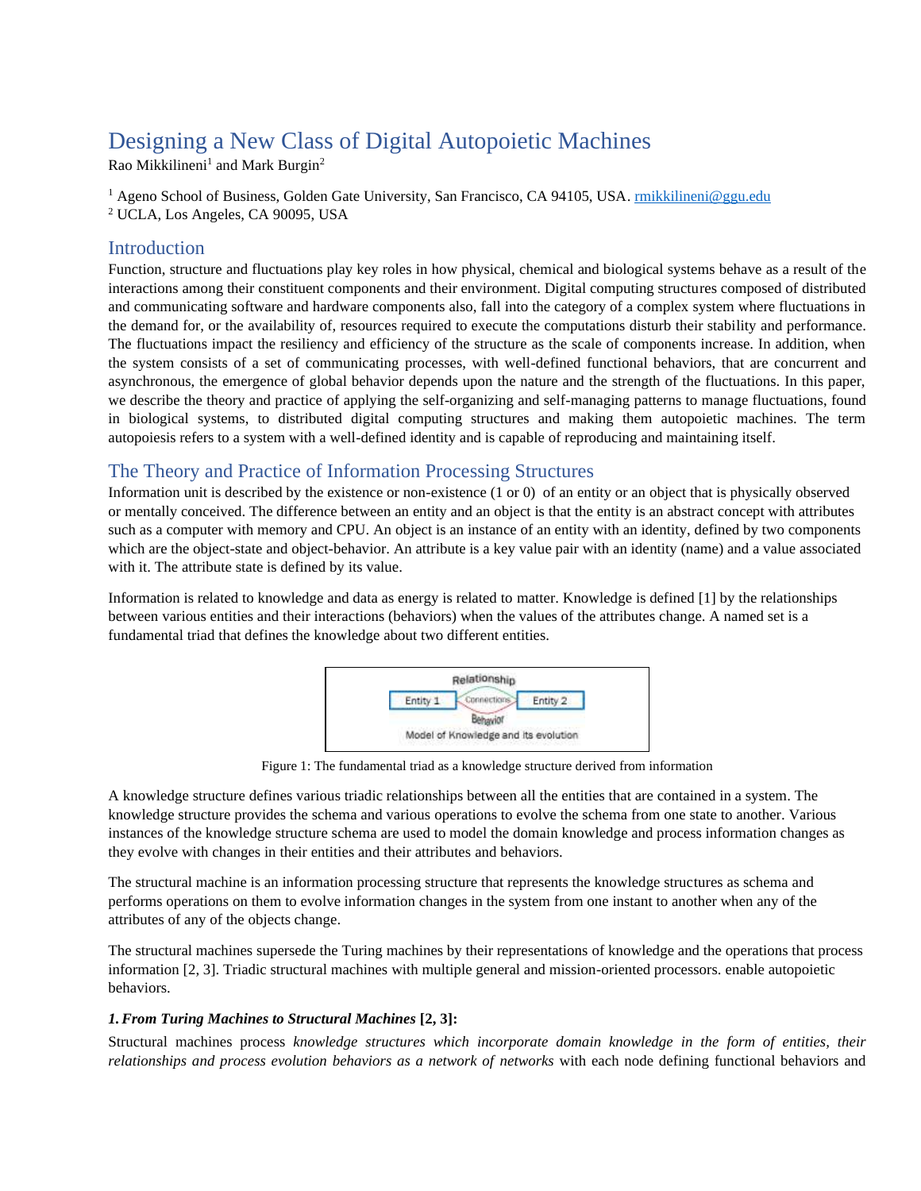# Designing a New Class of Digital Autopoietic Machines

Rao Mikkilineni[1] and Mark Burgin[2]

[1] Ageno School of Business, Golden Gate University, San Francisco, CA 94105, USA. rmikkilineni@ggu.edu

[2] UCLA, Los Angeles, CA 90095, USA

## Introduction

Function, structure and fluctuations play key roles in how physical, chemical and biological systems behave as a result of the interactions among their constituent components and their environment. Digital computing structures composed of distributed and communicating software and hardware components also, fall into the category of a complex system where fluctuations in the demand for, or the availability of, resources required to execute the computations disturb their stability and performance. The fluctuations impact the resiliency and efficiency of the structure as the scale of components increase. In addition, when the system consists of a set of communicating processes, with well-defined functional behaviors, that are concurrent and asynchronous, the emergence of global behavior depends upon the nature and the strength of the fluctuations. In this paper, we describe the theory and practice of applying the self-organizing and self-managing patterns to manage fluctuations, found in biological systems, to distributed digital computing structures and making them autopoietic machines. The term autopoiesis refers to a system with a well-defined identity and is capable of reproducing and maintaining itself.

## The Theory and Practice of Information Processing Structures

Information unit is described by the existence or non-existence (1 or 0) of an entity or an object that is physically observed or mentally conceived. The difference between an entity and an object is that the entity is an abstract concept with attributes such as a computer with memory and CPU. An object is an instance of an entity with an identity, defined by two components which are the object-state and object-behavior. An attribute is a key value pair with an identity (name) and a value associated with it. The attribute state is defined by its value.

Information is related to knowledge and data as energy is related to matter. Knowledge is defined [1] by the relationships between various entities and their interactions (behaviors) when the values of the attributes change. A named set is a fundamental triad that defines the knowledge about two different entities.

Relationship

Entity 1 — Connections — Entity 2

Behavior

Model of Knowledge and its evolution

Figure 1: The fundamental triad as a knowledge structure derived from information

A knowledge structure defines various triadic relationships between all the entities that are contained in a system. The knowledge structure provides the schema and various operations to evolve the schema from one state to another. Various instances of the knowledge structure schema are used to model the domain knowledge and process information changes as they evolve with changes in their entities and their attributes and behaviors.

The structural machine is an information processing structure that represents the knowledge structures as schema and performs operations on them to evolve information changes in the system from one instant to another when any of the attributes of any of the objects change.

The structural machines supersede the Turing machines by their representations of knowledge and the operations that process information [2, 3]. Triadic structural machines with multiple general and mission-oriented processors. enable autopoietic behaviors.

***1. From Turing Machines to Structural Machines* [2, 3]:**

Structural machines process *knowledge structures which incorporate domain knowledge in the form of entities, their relationships and process evolution behaviors as a network of networks* with each node defining functional behaviors and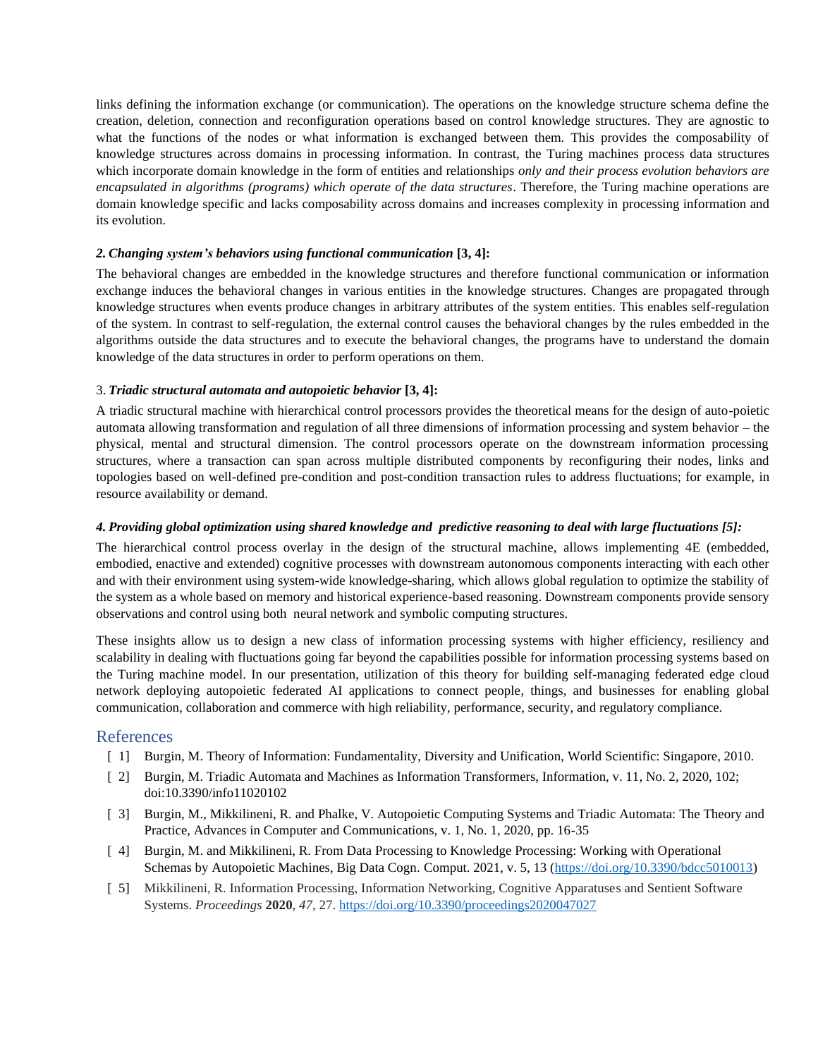links defining the information exchange (or communication). The operations on the knowledge structure schema define the creation, deletion, connection and reconfiguration operations based on control knowledge structures. They are agnostic to what the functions of the nodes or what information is exchanged between them. This provides the composability of knowledge structures across domains in processing information. In contrast, the Turing machines process data structures which incorporate domain knowledge in the form of entities and relationships *only and their process evolution behaviors are encapsulated in algorithms (programs) which operate of the data structures*. Therefore, the Turing machine operations are domain knowledge specific and lacks composability across domains and increases complexity in processing information and its evolution.

***2. Changing system's behaviors using functional communication* [3, 4]:**

The behavioral changes are embedded in the knowledge structures and therefore functional communication or information exchange induces the behavioral changes in various entities in the knowledge structures. Changes are propagated through knowledge structures when events produce changes in arbitrary attributes of the system entities. This enables self-regulation of the system. In contrast to self-regulation, the external control causes the behavioral changes by the rules embedded in the algorithms outside the data structures and to execute the behavioral changes, the programs have to understand the domain knowledge of the data structures in order to perform operations on them.

3. ***Triadic structural automata and autopoietic behavior* [3, 4]:**

A triadic structural machine with hierarchical control processors provides the theoretical means for the design of auto-poietic automata allowing transformation and regulation of all three dimensions of information processing and system behavior – the physical, mental and structural dimension. The control processors operate on the downstream information processing structures, where a transaction can span across multiple distributed components by reconfiguring their nodes, links and topologies based on well-defined pre-condition and post-condition transaction rules to address fluctuations; for example, in resource availability or demand.

***4. Providing global optimization using shared knowledge and predictive reasoning to deal with large fluctuations [5]:***

The hierarchical control process overlay in the design of the structural machine, allows implementing 4E (embedded, embodied, enactive and extended) cognitive processes with downstream autonomous components interacting with each other and with their environment using system-wide knowledge-sharing, which allows global regulation to optimize the stability of the system as a whole based on memory and historical experience-based reasoning. Downstream components provide sensory observations and control using both neural network and symbolic computing structures.

These insights allow us to design a new class of information processing systems with higher efficiency, resiliency and scalability in dealing with fluctuations going far beyond the capabilities possible for information processing systems based on the Turing machine model. In our presentation, utilization of this theory for building self-managing federated edge cloud network deploying autopoietic federated AI applications to connect people, things, and businesses for enabling global communication, collaboration and commerce with high reliability, performance, security, and regulatory compliance.

## References

[1] Burgin, M. Theory of Information: Fundamentality, Diversity and Unification, World Scientific: Singapore, 2010.

[2] Burgin, M. Triadic Automata and Machines as Information Transformers, Information, v. 11, No. 2, 2020, 102; doi:10.3390/info11020102

[3] Burgin, M., Mikkilineni, R. and Phalke, V. Autopoietic Computing Systems and Triadic Automata: The Theory and Practice, Advances in Computer and Communications, v. 1, No. 1, 2020, pp. 16-35

[4] Burgin, M. and Mikkilineni, R. From Data Processing to Knowledge Processing: Working with Operational Schemas by Autopoietic Machines, Big Data Cogn. Comput. 2021, v. 5, 13 (https://doi.org/10.3390/bdcc5010013)

[5] Mikkilineni, R. Information Processing, Information Networking, Cognitive Apparatuses and Sentient Software Systems. *Proceedings* **2020**, *47*, 27. https://doi.org/10.3390/proceedings2020047027